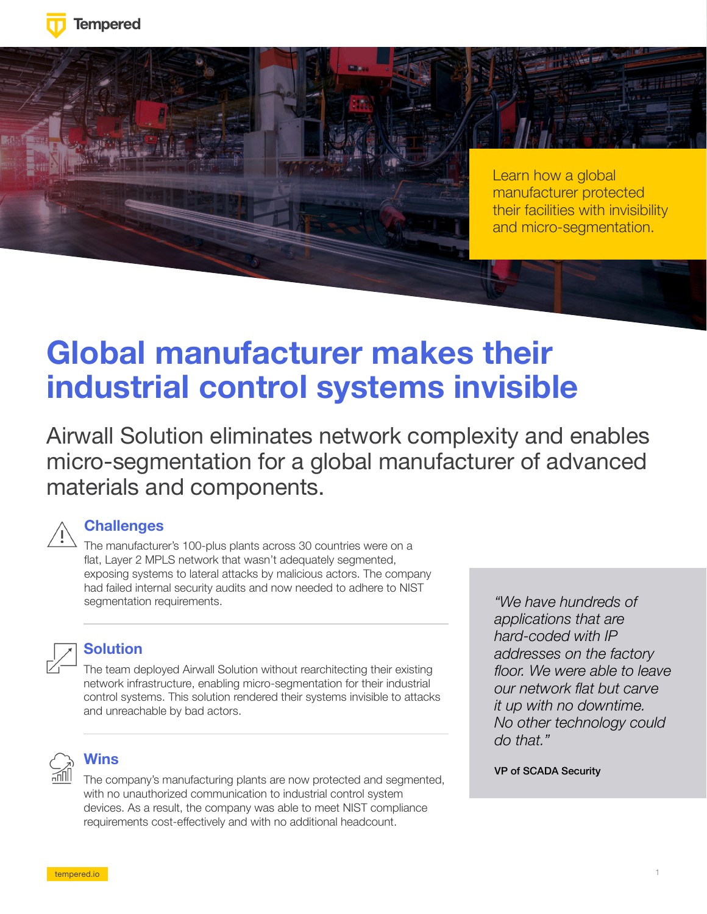Tempered

Learn how a global manufacturer protected their facilities with invisibility and micro-segmentation.

# Global manufacturer makes their industrial control systems invisible

Airwall Solution eliminates network complexity and enables micro-segmentation for a global manufacturer of advanced materials and components.

## Challenges

The manufacturer's 100-plus plants across 30 countries were on a flat, Layer 2 MPLS network that wasn't adequately segmented, exposing systems to lateral attacks by malicious actors. The company had failed internal security audits and now needed to adhere to NIST segmentation requirements.

## Solution

The team deployed Airwall Solution without rearchitecting their existing network infrastructure, enabling micro-segmentation for their industrial control systems. This solution rendered their systems invisible to attacks and unreachable by bad actors.

## Wins

The company's manufacturing plants are now protected and segmented, with no unauthorized communication to industrial control system devices. As a result, the company was able to meet NIST compliance requirements cost-effectively and with no additional headcount.

*"We have hundreds of applications that are hard-coded with IP addresses on the factory floor. We were able to leave our network flat but carve it up with no downtime. No other technology could do that."*

**VP of SCADA Security**

tempered.io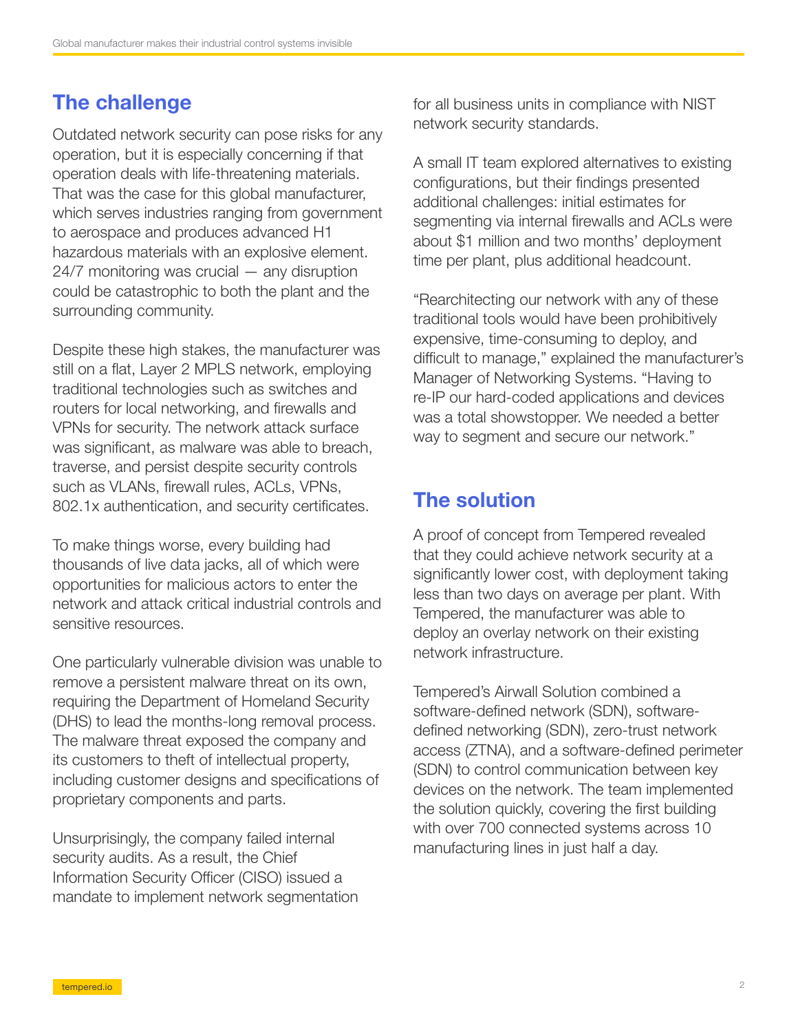## The challenge

Outdated network security can pose risks for any operation, but it is especially concerning if that operation deals with life-threatening materials. That was the case for this global manufacturer, which serves industries ranging from government to aerospace and produces advanced H1 hazardous materials with an explosive element. 24/7 monitoring was crucial — any disruption could be catastrophic to both the plant and the surrounding community.

Despite these high stakes, the manufacturer was still on a flat, Layer 2 MPLS network, employing traditional technologies such as switches and routers for local networking, and firewalls and VPNs for security. The network attack surface was significant, as malware was able to breach, traverse, and persist despite security controls such as VLANs, firewall rules, ACLs, VPNs, 802.1x authentication, and security certificates.

To make things worse, every building had thousands of live data jacks, all of which were opportunities for malicious actors to enter the network and attack critical industrial controls and sensitive resources.

One particularly vulnerable division was unable to remove a persistent malware threat on its own, requiring the Department of Homeland Security (DHS) to lead the months-long removal process. The malware threat exposed the company and its customers to theft of intellectual property, including customer designs and specifications of proprietary components and parts.

Unsurprisingly, the company failed internal security audits. As a result, the Chief Information Security Officer (CISO) issued a mandate to implement network segmentation for all business units in compliance with NIST network security standards.

A small IT team explored alternatives to existing configurations, but their findings presented additional challenges: initial estimates for segmenting via internal firewalls and ACLs were about $1 million and two months' deployment time per plant, plus additional headcount.

"Rearchitecting our network with any of these traditional tools would have been prohibitively expensive, time-consuming to deploy, and difficult to manage," explained the manufacturer's Manager of Networking Systems. "Having to re-IP our hard-coded applications and devices was a total showstopper. We needed a better way to segment and secure our network."

## The solution

A proof of concept from Tempered revealed that they could achieve network security at a significantly lower cost, with deployment taking less than two days on average per plant. With Tempered, the manufacturer was able to deploy an overlay network on their existing network infrastructure.

Tempered's Airwall Solution combined a software-defined network (SDN), software-defined networking (SDN), zero-trust network access (ZTNA), and a software-defined perimeter (SDN) to control communication between key devices on the network. The team implemented the solution quickly, covering the first building with over 700 connected systems across 10 manufacturing lines in just half a day.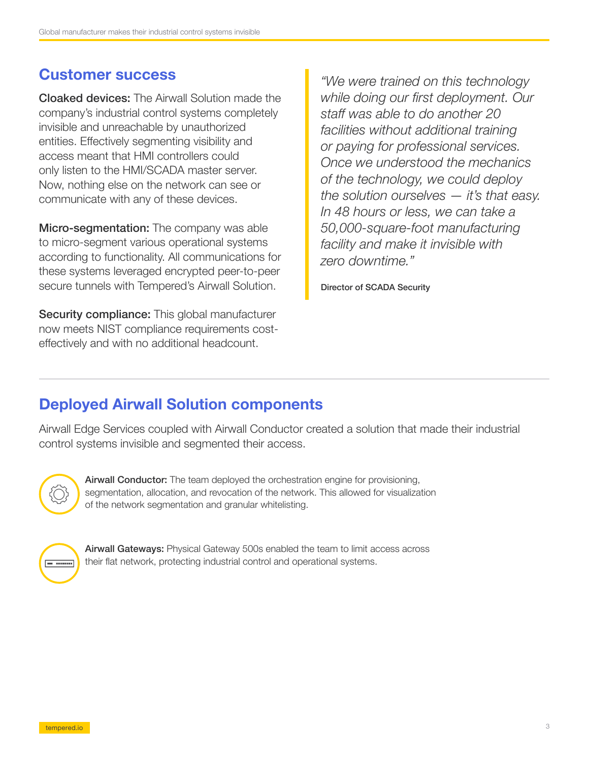## Customer success

**Cloaked devices:** The Airwall Solution made the company's industrial control systems completely invisible and unreachable by unauthorized entities. Effectively segmenting visibility and access meant that HMI controllers could only listen to the HMI/SCADA master server. Now, nothing else on the network can see or communicate with any of these devices.

**Micro-segmentation:** The company was able to micro-segment various operational systems according to functionality. All communications for these systems leveraged encrypted peer-to-peer secure tunnels with Tempered's Airwall Solution.

**Security compliance:** This global manufacturer now meets NIST compliance requirements cost-effectively and with no additional headcount.

> *"We were trained on this technology while doing our first deployment. Our staff was able to do another 20 facilities without additional training or paying for professional services. Once we understood the mechanics of the technology, we could deploy the solution ourselves — it's that easy. In 48 hours or less, we can take a 50,000-square-foot manufacturing facility and make it invisible with zero downtime."*
>
> Director of SCADA Security

## Deployed Airwall Solution components

Airwall Edge Services coupled with Airwall Conductor created a solution that made their industrial control systems invisible and segmented their access.

**Airwall Conductor:** The team deployed the orchestration engine for provisioning, segmentation, allocation, and revocation of the network. This allowed for visualization of the network segmentation and granular whitelisting.

**Airwall Gateways:** Physical Gateway 500s enabled the team to limit access across their flat network, protecting industrial control and operational systems.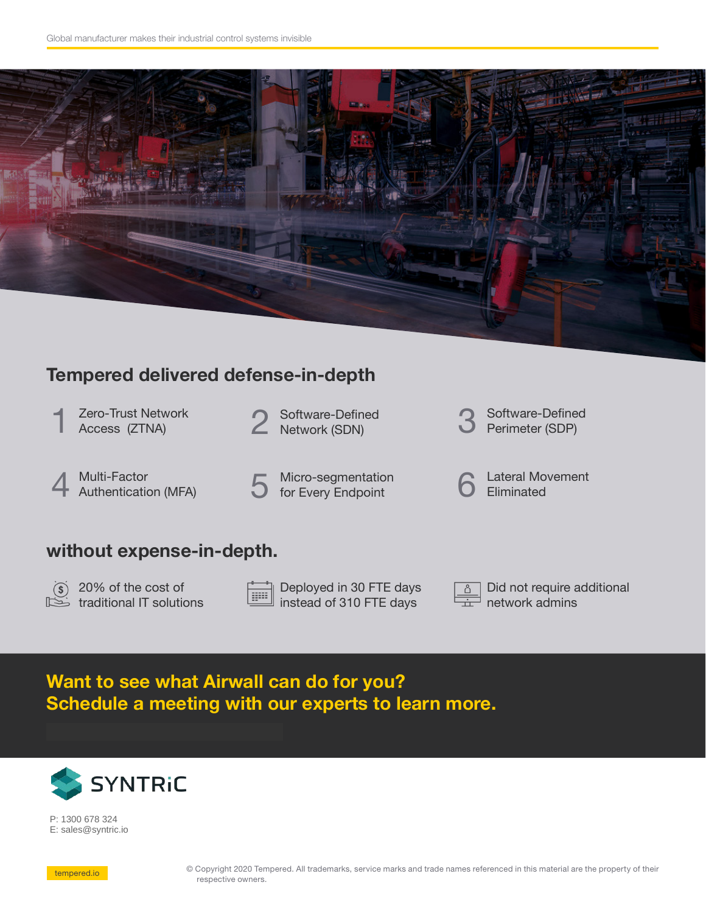## Tempered delivered defense-in-depth

1. Zero-Trust Network Access (ZTNA)
2. Software-Defined Network (SDN)
3. Software-Defined Perimeter (SDP)
4. Multi-Factor Authentication (MFA)
5. Micro-segmentation for Every Endpoint
6. Lateral Movement Eliminated

## without expense-in-depth.

- 20% of the cost of traditional IT solutions
- Deployed in 30 FTE days instead of 310 FTE days
- Did not require additional network admins

**Want to see what Airwall can do for you?**
**Schedule a meeting with our experts to learn more.**

SYNTRiC

P: 1300 678 324
E: sales@syntric.io

tempered.io

© Copyright 2020 Tempered. All trademarks, service marks and trade names referenced in this material are the property of their respective owners.